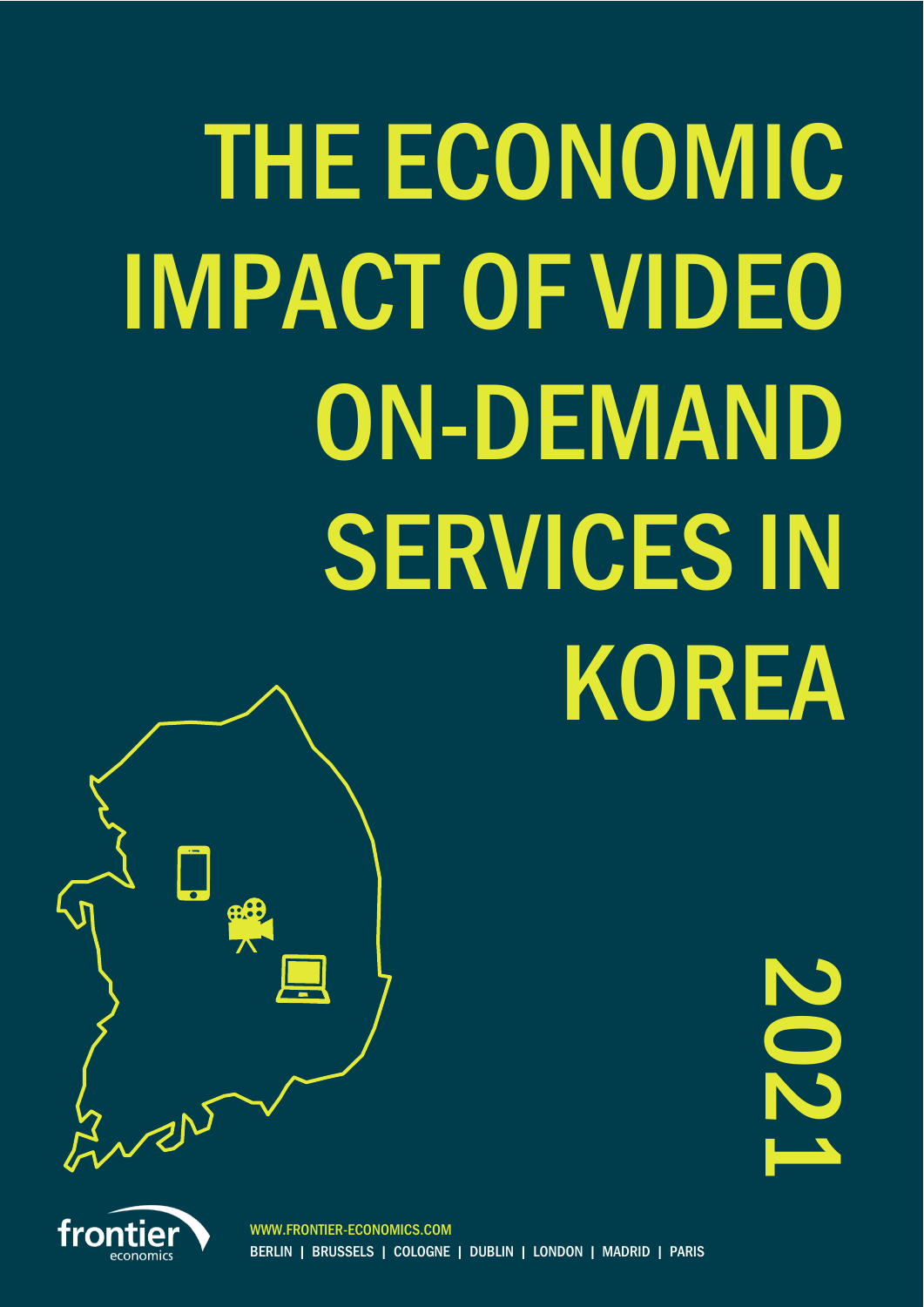# THE ECONOMIC IMPACT OF VIDEO ON-DEMAND SERVICES IN KOREA

2021

frontier economics

WWW.FRONTIER-ECONOMICS.COM

BERLIN | BRUSSELS | COLOGNE | DUBLIN | LONDON | MADRID | PARIS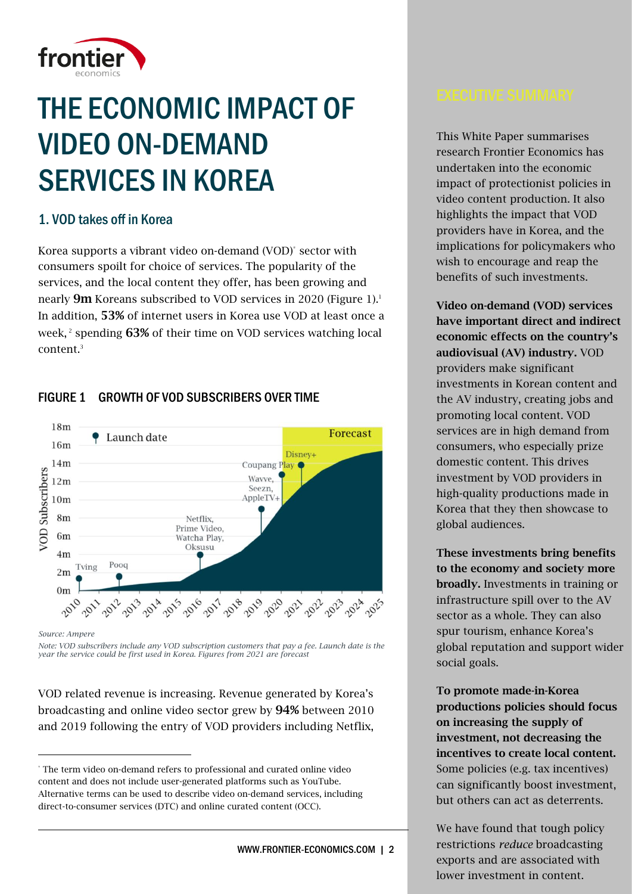# THE ECONOMIC IMPACT OF VIDEO ON-DEMAND SERVICES IN KOREA

## 1. VOD takes off in Korea

Korea supports a vibrant video on-demand (VOD)[*] sector with consumers spoilt for choice of services. The popularity of the services, and the local content they offer, has been growing and nearly **9m** Koreans subscribed to VOD services in 2020 (Figure 1).[1] In addition, **53%** of internet users in Korea use VOD at least once a week,[2] spending **63%** of their time on VOD services watching local content.[3]

### FIGURE 1 GROWTH OF VOD SUBSCRIBERS OVER TIME

*Source: Ampere*

*Note: VOD subscribers include any VOD subscription customers that pay a fee. Launch date is the year the service could be first used in Korea. Figures from 2021 are forecast*

VOD related revenue is increasing. Revenue generated by Korea's broadcasting and online video sector grew by **94%** between 2010 and 2019 following the entry of VOD providers including Netflix,

[*] The term video on-demand refers to professional and curated online video content and does not include user-generated platforms such as YouTube. Alternative terms can be used to describe video on-demand services, including direct-to-consumer services (DTC) and online curated content (OCC).

## EXECUTIVE SUMMARY

This White Paper summarises research Frontier Economics has undertaken into the economic impact of protectionist policies in video content production. It also highlights the impact that VOD providers have in Korea, and the implications for policymakers who wish to encourage and reap the benefits of such investments.

**Video on-demand (VOD) services have important direct and indirect economic effects on the country's audiovisual (AV) industry.** VOD providers make significant investments in Korean content and the AV industry, creating jobs and promoting local content. VOD services are in high demand from consumers, who especially prize domestic content. This drives investment by VOD providers in high-quality productions made in Korea that they then showcase to global audiences.

**These investments bring benefits to the economy and society more broadly.** Investments in training or infrastructure spill over to the AV sector as a whole. They can also spur tourism, enhance Korea's global reputation and support wider social goals.

**To promote made-in-Korea productions policies should focus on increasing the supply of investment, not decreasing the incentives to create local content.** Some policies (e.g. tax incentives) can significantly boost investment, but others can act as deterrents.

We have found that tough policy restrictions *reduce* broadcasting exports and are associated with lower investment in content.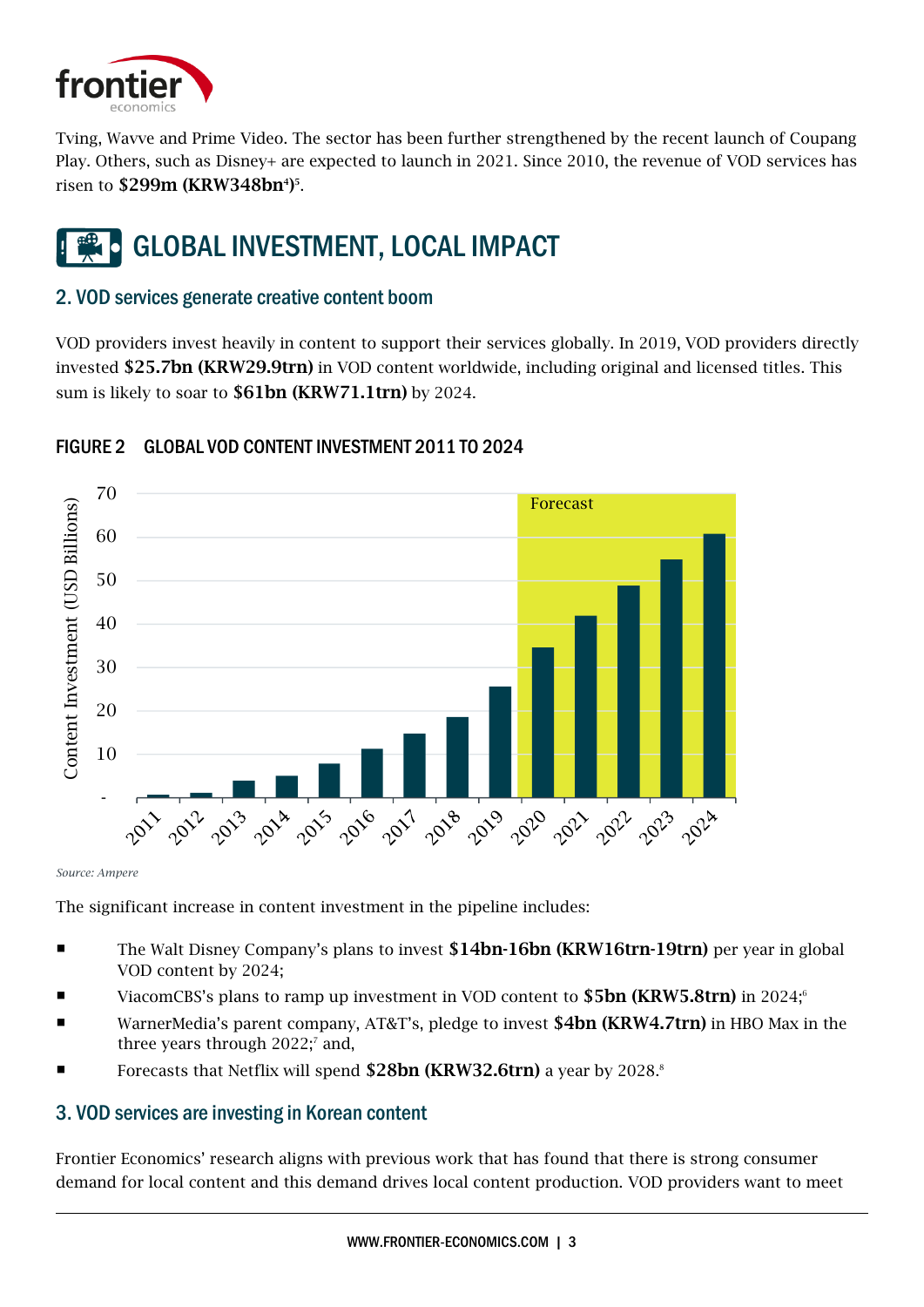Tving, Wavve and Prime Video. The sector has been further strengthened by the recent launch of Coupang Play. Others, such as Disney+ are expected to launch in 2021. Since 2010, the revenue of VOD services has risen to **$299m (KRW348bn[4])**[5].

# GLOBAL INVESTMENT, LOCAL IMPACT

## 2. VOD services generate creative content boom

VOD providers invest heavily in content to support their services globally. In 2019, VOD providers directly invested **$25.7bn (KRW29.9trn)** in VOD content worldwide, including original and licensed titles. This sum is likely to soar to **$61bn (KRW71.1trn)** by 2024.

### FIGURE 2 GLOBAL VOD CONTENT INVESTMENT 2011 TO 2024

*Source: Ampere*

The significant increase in content investment in the pipeline includes:

- The Walt Disney Company's plans to invest **$14bn-16bn (KRW16trn-19trn)** per year in global VOD content by 2024;
- ViacomCBS's plans to ramp up investment in VOD content to **$5bn (KRW5.8trn)** in 2024;[6]
- WarnerMedia's parent company, AT&T's, pledge to invest **$4bn (KRW4.7trn)** in HBO Max in the three years through 2022;[7] and,
- Forecasts that Netflix will spend **$28bn (KRW32.6trn)** a year by 2028.[8]

## 3. VOD services are investing in Korean content

Frontier Economics' research aligns with previous work that has found that there is strong consumer demand for local content and this demand drives local content production. VOD providers want to meet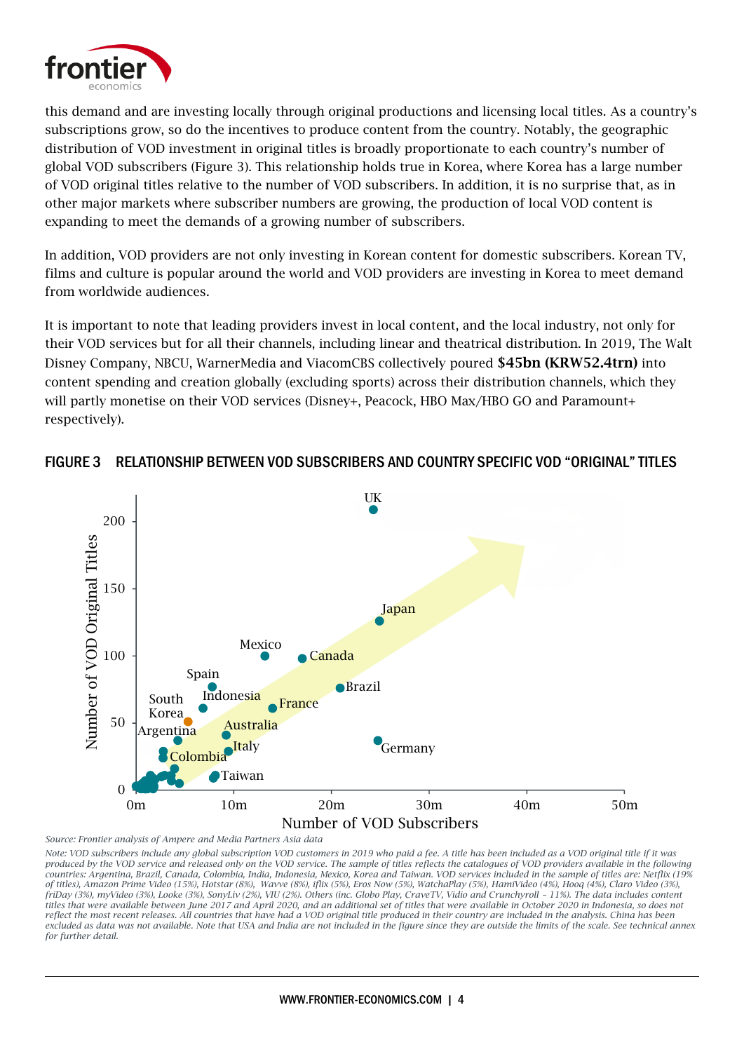this demand and are investing locally through original productions and licensing local titles. As a country's subscriptions grow, so do the incentives to produce content from the country. Notably, the geographic distribution of VOD investment in original titles is broadly proportionate to each country's number of global VOD subscribers (Figure 3). This relationship holds true in Korea, where Korea has a large number of VOD original titles relative to the number of VOD subscribers. In addition, it is no surprise that, as in other major markets where subscriber numbers are growing, the production of local VOD content is expanding to meet the demands of a growing number of subscribers.

In addition, VOD providers are not only investing in Korean content for domestic subscribers. Korean TV, films and culture is popular around the world and VOD providers are investing in Korea to meet demand from worldwide audiences.

It is important to note that leading providers invest in local content, and the local industry, not only for their VOD services but for all their channels, including linear and theatrical distribution. In 2019, The Walt Disney Company, NBCU, WarnerMedia and ViacomCBS collectively poured **$45bn (KRW52.4trn)** into content spending and creation globally (excluding sports) across their distribution channels, which they will partly monetise on their VOD services (Disney+, Peacock, HBO Max/HBO GO and Paramount+ respectively).

## FIGURE 3 RELATIONSHIP BETWEEN VOD SUBSCRIBERS AND COUNTRY SPECIFIC VOD "ORIGINAL" TITLES

*Source: Frontier analysis of Ampere and Media Partners Asia data*

*Note: VOD subscribers include any global subscription VOD customers in 2019 who paid a fee. A title has been included as a VOD original title if it was produced by the VOD service and released only on the VOD service. The sample of titles reflects the catalogues of VOD providers available in the following countries: Argentina, Brazil, Canada, Colombia, India, Indonesia, Mexico, Korea and Taiwan. VOD services included in the sample of titles are: Netflix (19% of titles), Amazon Prime Video (15%), Hotstar (8%), Wavve (8%), iflix (5%), Eros Now (5%), WatchaPlay (5%), HamiVideo (4%), Hooq (4%), Claro Video (3%), friDay (3%), myVideo (3%), Looke (3%), SonyLiv (2%), VIU (2%). Others (inc. Globo Play, CraveTV, Vidio and Crunchyroll – 11%). The data includes content titles that were available between June 2017 and April 2020, and an additional set of titles that were available in October 2020 in Indonesia, so does not reflect the most recent releases. All countries that have had a VOD original title produced in their country are included in the analysis. China has been excluded as data was not available. Note that USA and India are not included in the figure since they are outside the limits of the scale. See technical annex for further detail.*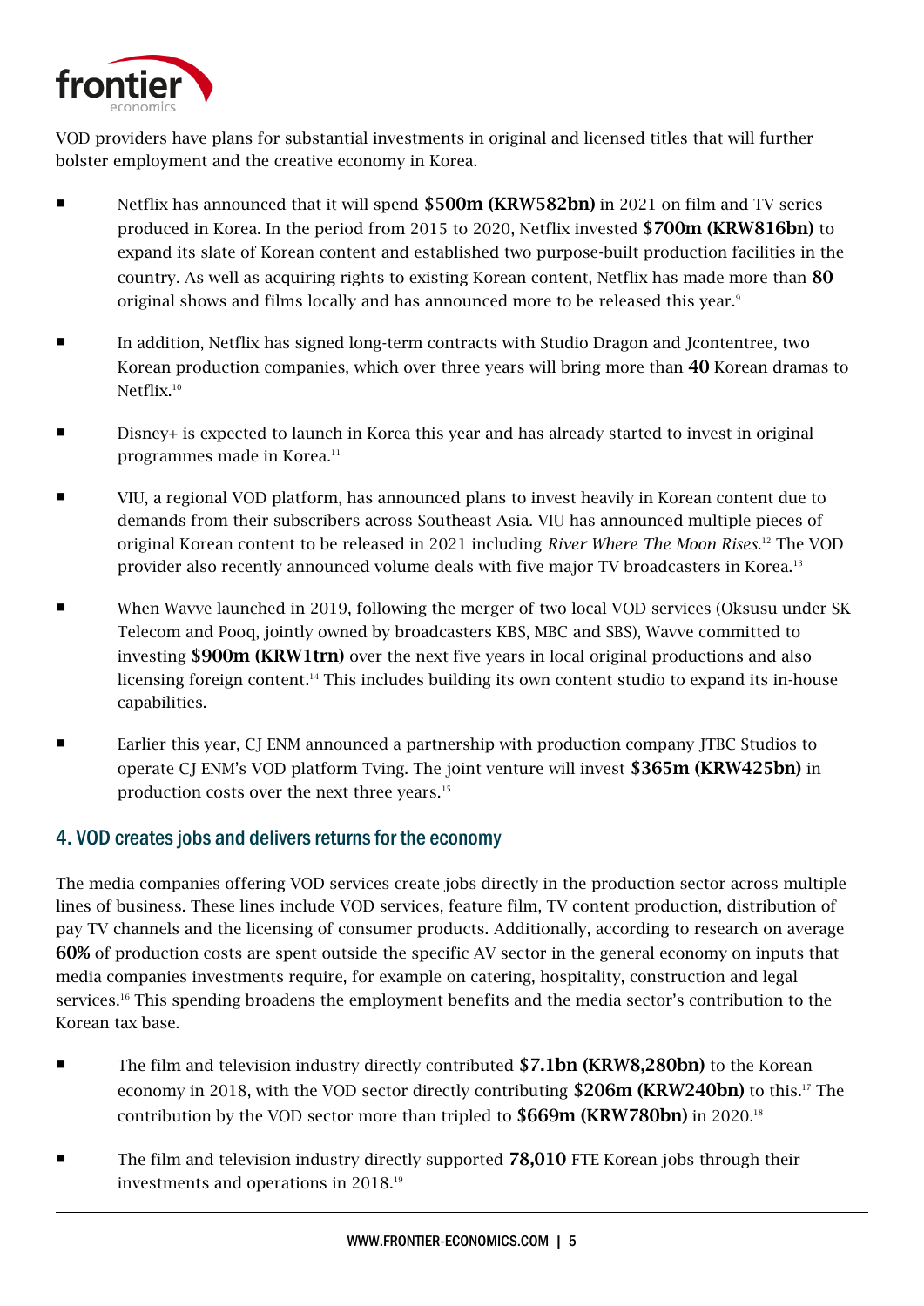VOD providers have plans for substantial investments in original and licensed titles that will further bolster employment and the creative economy in Korea.

- Netflix has announced that it will spend **$500m (KRW582bn)** in 2021 on film and TV series produced in Korea. In the period from 2015 to 2020, Netflix invested **$700m (KRW816bn)** to expand its slate of Korean content and established two purpose-built production facilities in the country. As well as acquiring rights to existing Korean content, Netflix has made more than **80** original shows and films locally and has announced more to be released this year.[9]
- In addition, Netflix has signed long-term contracts with Studio Dragon and Jcontentree, two Korean production companies, which over three years will bring more than **40** Korean dramas to Netflix.[10]
- Disney+ is expected to launch in Korea this year and has already started to invest in original programmes made in Korea.[11]
- VIU, a regional VOD platform, has announced plans to invest heavily in Korean content due to demands from their subscribers across Southeast Asia. VIU has announced multiple pieces of original Korean content to be released in 2021 including *River Where The Moon Rises*.[12] The VOD provider also recently announced volume deals with five major TV broadcasters in Korea.[13]
- When Wavve launched in 2019, following the merger of two local VOD services (Oksusu under SK Telecom and Pooq, jointly owned by broadcasters KBS, MBC and SBS), Wavve committed to investing **$900m (KRW1trn)** over the next five years in local original productions and also licensing foreign content.[14] This includes building its own content studio to expand its in-house capabilities.
- Earlier this year, CJ ENM announced a partnership with production company JTBC Studios to operate CJ ENM's VOD platform Tving. The joint venture will invest **$365m (KRW425bn)** in production costs over the next three years.[15]

## 4. VOD creates jobs and delivers returns for the economy

The media companies offering VOD services create jobs directly in the production sector across multiple lines of business. These lines include VOD services, feature film, TV content production, distribution of pay TV channels and the licensing of consumer products. Additionally, according to research on average **60%** of production costs are spent outside the specific AV sector in the general economy on inputs that media companies investments require, for example on catering, hospitality, construction and legal services.[16] This spending broadens the employment benefits and the media sector's contribution to the Korean tax base.

- The film and television industry directly contributed **$7.1bn (KRW8,280bn)** to the Korean economy in 2018, with the VOD sector directly contributing **$206m (KRW240bn)** to this.[17] The contribution by the VOD sector more than tripled to **$669m (KRW780bn)** in 2020.[18]
- The film and television industry directly supported **78,010** FTE Korean jobs through their investments and operations in 2018.[19]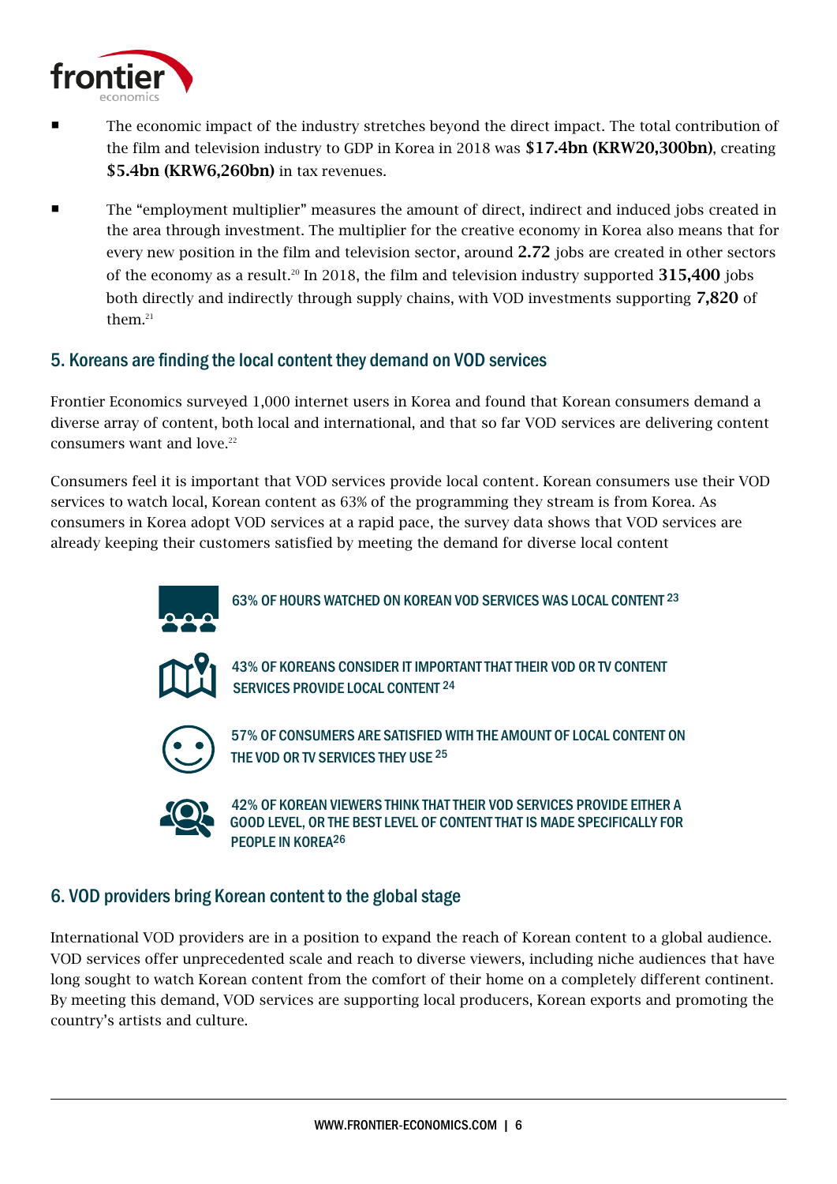- The economic impact of the industry stretches beyond the direct impact. The total contribution of the film and television industry to GDP in Korea in 2018 was **$17.4bn (KRW20,300bn)**, creating **$5.4bn (KRW6,260bn)** in tax revenues.
- The "employment multiplier" measures the amount of direct, indirect and induced jobs created in the area through investment. The multiplier for the creative economy in Korea also means that for every new position in the film and television sector, around **2.72** jobs are created in other sectors of the economy as a result.[20] In 2018, the film and television industry supported **315,400** jobs both directly and indirectly through supply chains, with VOD investments supporting **7,820** of them.[21]

## 5. Koreans are finding the local content they demand on VOD services

Frontier Economics surveyed 1,000 internet users in Korea and found that Korean consumers demand a diverse array of content, both local and international, and that so far VOD services are delivering content consumers want and love.[22]

Consumers feel it is important that VOD services provide local content. Korean consumers use their VOD services to watch local, Korean content as 63% of the programming they stream is from Korea. As consumers in Korea adopt VOD services at a rapid pace, the survey data shows that VOD services are already keeping their customers satisfied by meeting the demand for diverse local content

63% OF HOURS WATCHED ON KOREAN VOD SERVICES WAS LOCAL CONTENT [23]

43% OF KOREANS CONSIDER IT IMPORTANT THAT THEIR VOD OR TV CONTENT SERVICES PROVIDE LOCAL CONTENT [24]

57% OF CONSUMERS ARE SATISFIED WITH THE AMOUNT OF LOCAL CONTENT ON THE VOD OR TV SERVICES THEY USE [25]

42% OF KOREAN VIEWERS THINK THAT THEIR VOD SERVICES PROVIDE EITHER A GOOD LEVEL, OR THE BEST LEVEL OF CONTENT THAT IS MADE SPECIFICALLY FOR PEOPLE IN KOREA[26]

## 6. VOD providers bring Korean content to the global stage

International VOD providers are in a position to expand the reach of Korean content to a global audience. VOD services offer unprecedented scale and reach to diverse viewers, including niche audiences that have long sought to watch Korean content from the comfort of their home on a completely different continent. By meeting this demand, VOD services are supporting local producers, Korean exports and promoting the country's artists and culture.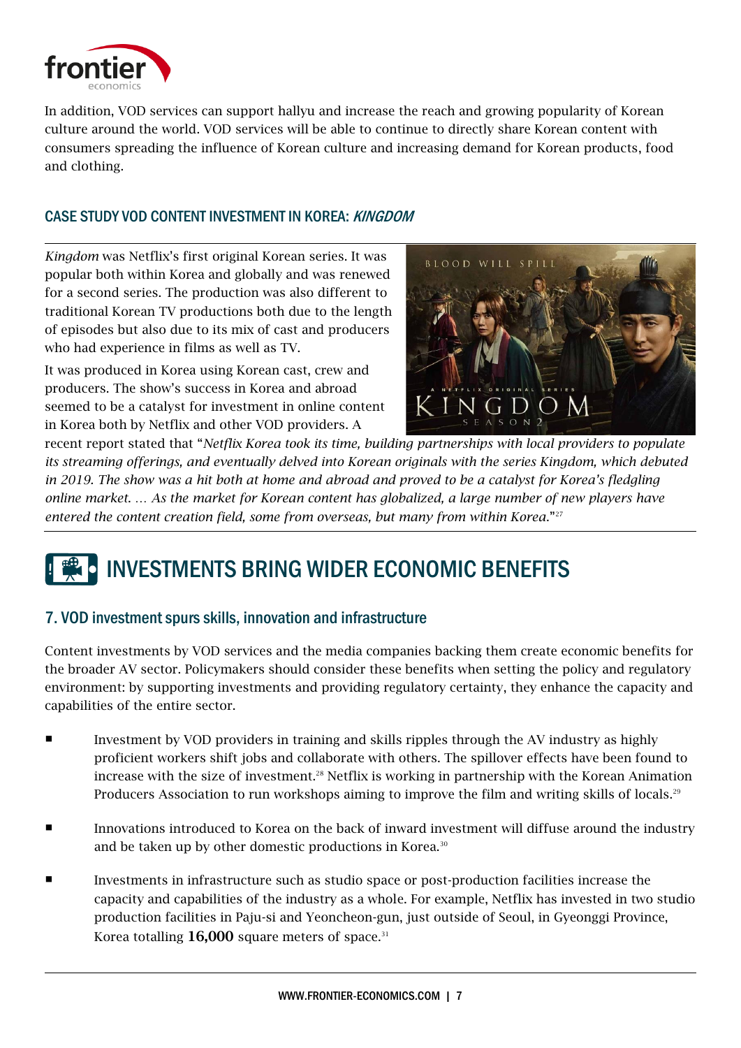In addition, VOD services can support hallyu and increase the reach and growing popularity of Korean culture around the world. VOD services will be able to continue to directly share Korean content with consumers spreading the influence of Korean culture and increasing demand for Korean products, food and clothing.

### CASE STUDY VOD CONTENT INVESTMENT IN KOREA: *KINGDOM*

*Kingdom* was Netflix's first original Korean series. It was popular both within Korea and globally and was renewed for a second series. The production was also different to traditional Korean TV productions both due to the length of episodes but also due to its mix of cast and producers who had experience in films as well as TV.

It was produced in Korea using Korean cast, crew and producers. The show's success in Korea and abroad seemed to be a catalyst for investment in online content in Korea both by Netflix and other VOD providers. A recent report stated that "*Netflix Korea took its time, building partnerships with local providers to populate its streaming offerings, and eventually delved into Korean originals with the series Kingdom, which debuted in 2019. The show was a hit both at home and abroad and proved to be a catalyst for Korea's fledgling online market. … As the market for Korean content has globalized, a large number of new players have entered the content creation field, some from overseas, but many from within Korea.*"[27]

## INVESTMENTS BRING WIDER ECONOMIC BENEFITS

### 7. VOD investment spurs skills, innovation and infrastructure

Content investments by VOD services and the media companies backing them create economic benefits for the broader AV sector. Policymakers should consider these benefits when setting the policy and regulatory environment: by supporting investments and providing regulatory certainty, they enhance the capacity and capabilities of the entire sector.

- Investment by VOD providers in training and skills ripples through the AV industry as highly proficient workers shift jobs and collaborate with others. The spillover effects have been found to increase with the size of investment.[28] Netflix is working in partnership with the Korean Animation Producers Association to run workshops aiming to improve the film and writing skills of locals.[29]

- Innovations introduced to Korea on the back of inward investment will diffuse around the industry and be taken up by other domestic productions in Korea.[30]

- Investments in infrastructure such as studio space or post-production facilities increase the capacity and capabilities of the industry as a whole. For example, Netflix has invested in two studio production facilities in Paju-si and Yeoncheon-gun, just outside of Seoul, in Gyeonggi Province, Korea totalling **16,000** square meters of space.[31]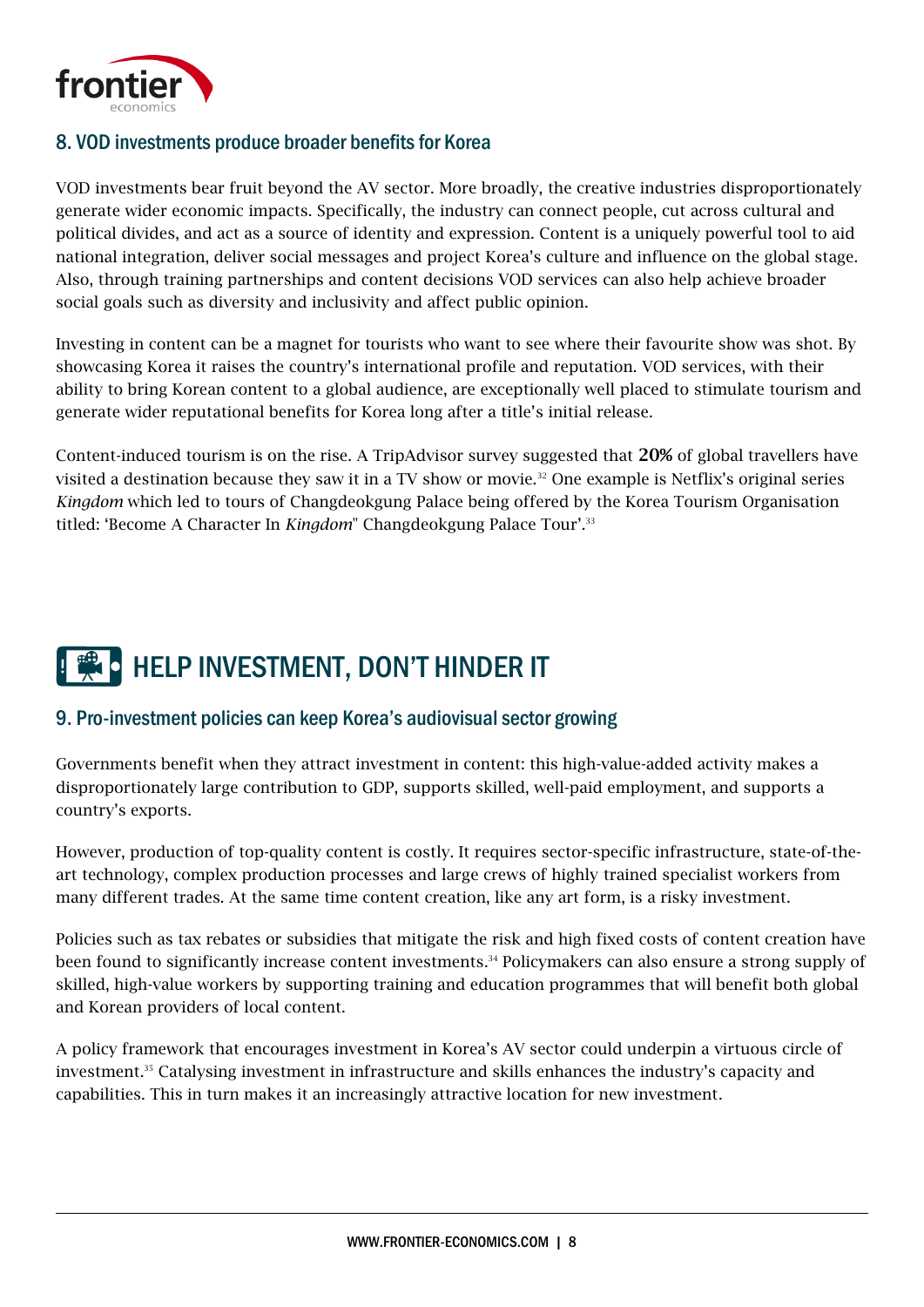## 8. VOD investments produce broader benefits for Korea

VOD investments bear fruit beyond the AV sector. More broadly, the creative industries disproportionately generate wider economic impacts. Specifically, the industry can connect people, cut across cultural and political divides, and act as a source of identity and expression. Content is a uniquely powerful tool to aid national integration, deliver social messages and project Korea's culture and influence on the global stage. Also, through training partnerships and content decisions VOD services can also help achieve broader social goals such as diversity and inclusivity and affect public opinion.

Investing in content can be a magnet for tourists who want to see where their favourite show was shot. By showcasing Korea it raises the country's international profile and reputation. VOD services, with their ability to bring Korean content to a global audience, are exceptionally well placed to stimulate tourism and generate wider reputational benefits for Korea long after a title's initial release.

Content-induced tourism is on the rise. A TripAdvisor survey suggested that **20%** of global travellers have visited a destination because they saw it in a TV show or movie.[32] One example is Netflix's original series *Kingdom* which led to tours of Changdeokgung Palace being offered by the Korea Tourism Organisation titled: 'Become A Character In *Kingdom*" Changdeokgung Palace Tour'.[33]

# HELP INVESTMENT, DON'T HINDER IT

## 9. Pro-investment policies can keep Korea's audiovisual sector growing

Governments benefit when they attract investment in content: this high-value-added activity makes a disproportionately large contribution to GDP, supports skilled, well-paid employment, and supports a country's exports.

However, production of top-quality content is costly. It requires sector-specific infrastructure, state-of-the-art technology, complex production processes and large crews of highly trained specialist workers from many different trades. At the same time content creation, like any art form, is a risky investment.

Policies such as tax rebates or subsidies that mitigate the risk and high fixed costs of content creation have been found to significantly increase content investments.[34] Policymakers can also ensure a strong supply of skilled, high-value workers by supporting training and education programmes that will benefit both global and Korean providers of local content.

A policy framework that encourages investment in Korea's AV sector could underpin a virtuous circle of investment.[35] Catalysing investment in infrastructure and skills enhances the industry's capacity and capabilities. This in turn makes it an increasingly attractive location for new investment.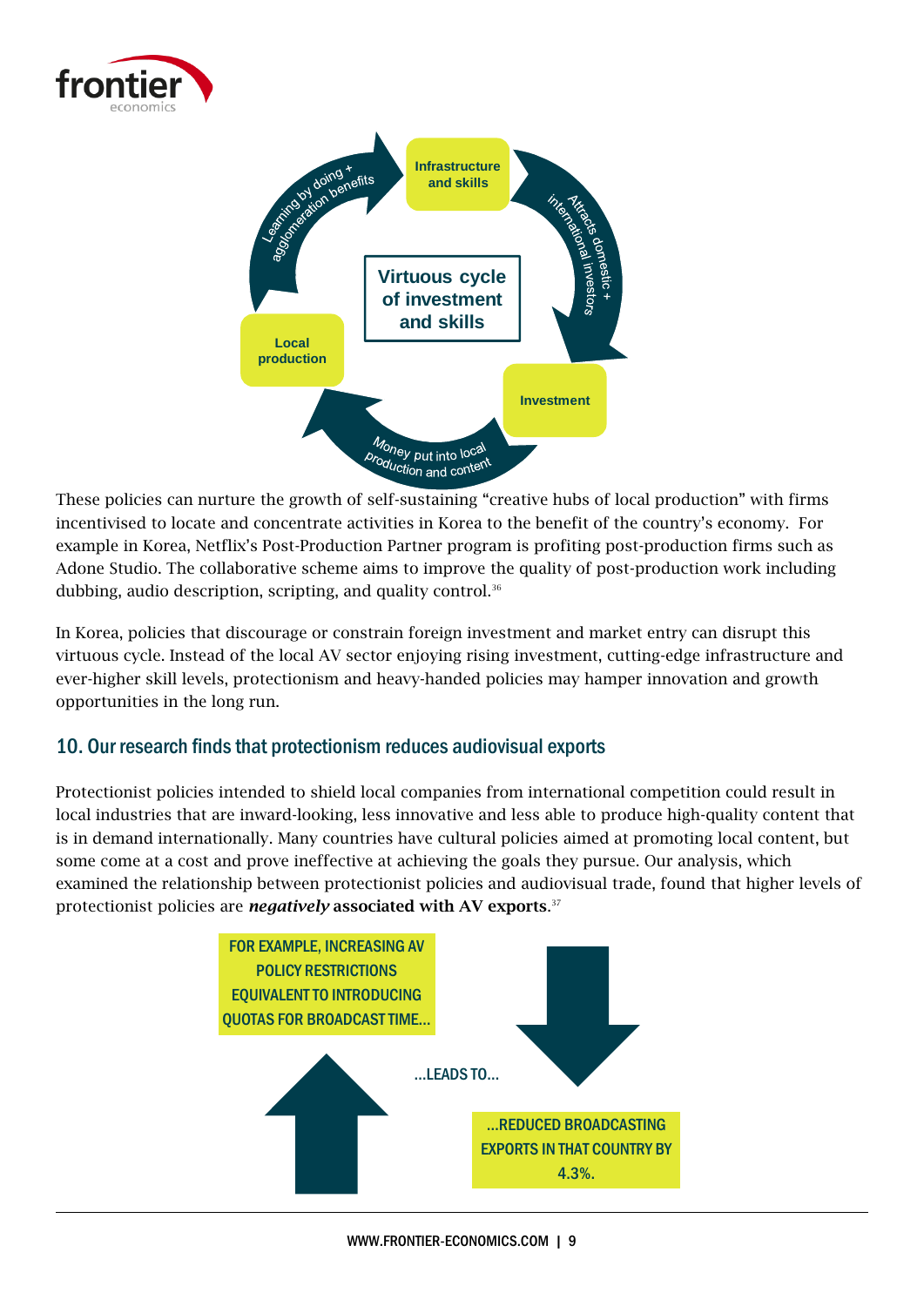Infrastructure and skills

Attracts domestic + international investors

Investment

Money put into local production and content

Local production

Learning by doing + agglomeration benefits

**Virtuous cycle of investment and skills**

These policies can nurture the growth of self-sustaining "creative hubs of local production" with firms incentivised to locate and concentrate activities in Korea to the benefit of the country's economy. For example in Korea, Netflix's Post-Production Partner program is profiting post-production firms such as Adone Studio. The collaborative scheme aims to improve the quality of post-production work including dubbing, audio description, scripting, and quality control.[36]

In Korea, policies that discourage or constrain foreign investment and market entry can disrupt this virtuous cycle. Instead of the local AV sector enjoying rising investment, cutting-edge infrastructure and ever-higher skill levels, protectionism and heavy-handed policies may hamper innovation and growth opportunities in the long run.

## 10. Our research finds that protectionism reduces audiovisual exports

Protectionist policies intended to shield local companies from international competition could result in local industries that are inward-looking, less innovative and less able to produce high-quality content that is in demand internationally. Many countries have cultural policies aimed at promoting local content, but some come at a cost and prove ineffective at achieving the goals they pursue. Our analysis, which examined the relationship between protectionist policies and audiovisual trade, found that higher levels of protectionist policies are ***negatively* associated with AV exports**.[37]

FOR EXAMPLE, INCREASING AV POLICY RESTRICTIONS EQUIVALENT TO INTRODUCING QUOTAS FOR BROADCAST TIME…

…LEADS TO…

…REDUCED BROADCASTING EXPORTS IN THAT COUNTRY BY 4.3%.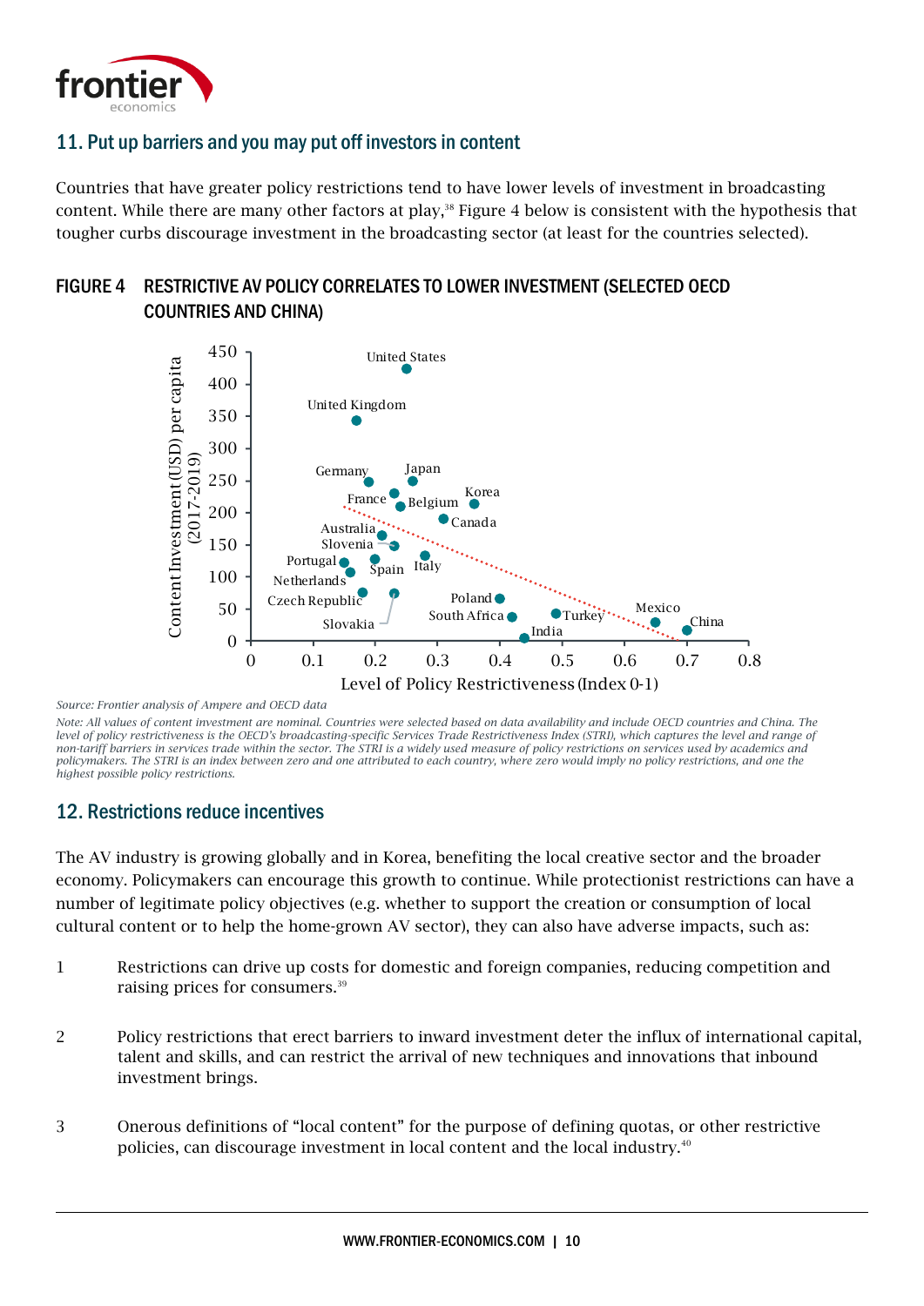## 11. Put up barriers and you may put off investors in content

Countries that have greater policy restrictions tend to have lower levels of investment in broadcasting content. While there are many other factors at play,[38] Figure 4 below is consistent with the hypothesis that tougher curbs discourage investment in the broadcasting sector (at least for the countries selected).

### FIGURE 4 RESTRICTIVE AV POLICY CORRELATES TO LOWER INVESTMENT (SELECTED OECD COUNTRIES AND CHINA)

*Source: Frontier analysis of Ampere and OECD data*

*Note: All values of content investment are nominal. Countries were selected based on data availability and include OECD countries and China. The level of policy restrictiveness is the OECD's broadcasting-specific Services Trade Restrictiveness Index (STRI), which captures the level and range of non-tariff barriers in services trade within the sector. The STRI is a widely used measure of policy restrictions on services used by academics and policymakers. The STRI is an index between zero and one attributed to each country, where zero would imply no policy restrictions, and one the highest possible policy restrictions.*

## 12. Restrictions reduce incentives

The AV industry is growing globally and in Korea, benefiting the local creative sector and the broader economy. Policymakers can encourage this growth to continue. While protectionist restrictions can have a number of legitimate policy objectives (e.g. whether to support the creation or consumption of local cultural content or to help the home-grown AV sector), they can also have adverse impacts, such as:

1. Restrictions can drive up costs for domestic and foreign companies, reducing competition and raising prices for consumers.[39]

2. Policy restrictions that erect barriers to inward investment deter the influx of international capital, talent and skills, and can restrict the arrival of new techniques and innovations that inbound investment brings.

3. Onerous definitions of "local content" for the purpose of defining quotas, or other restrictive policies, can discourage investment in local content and the local industry.[40]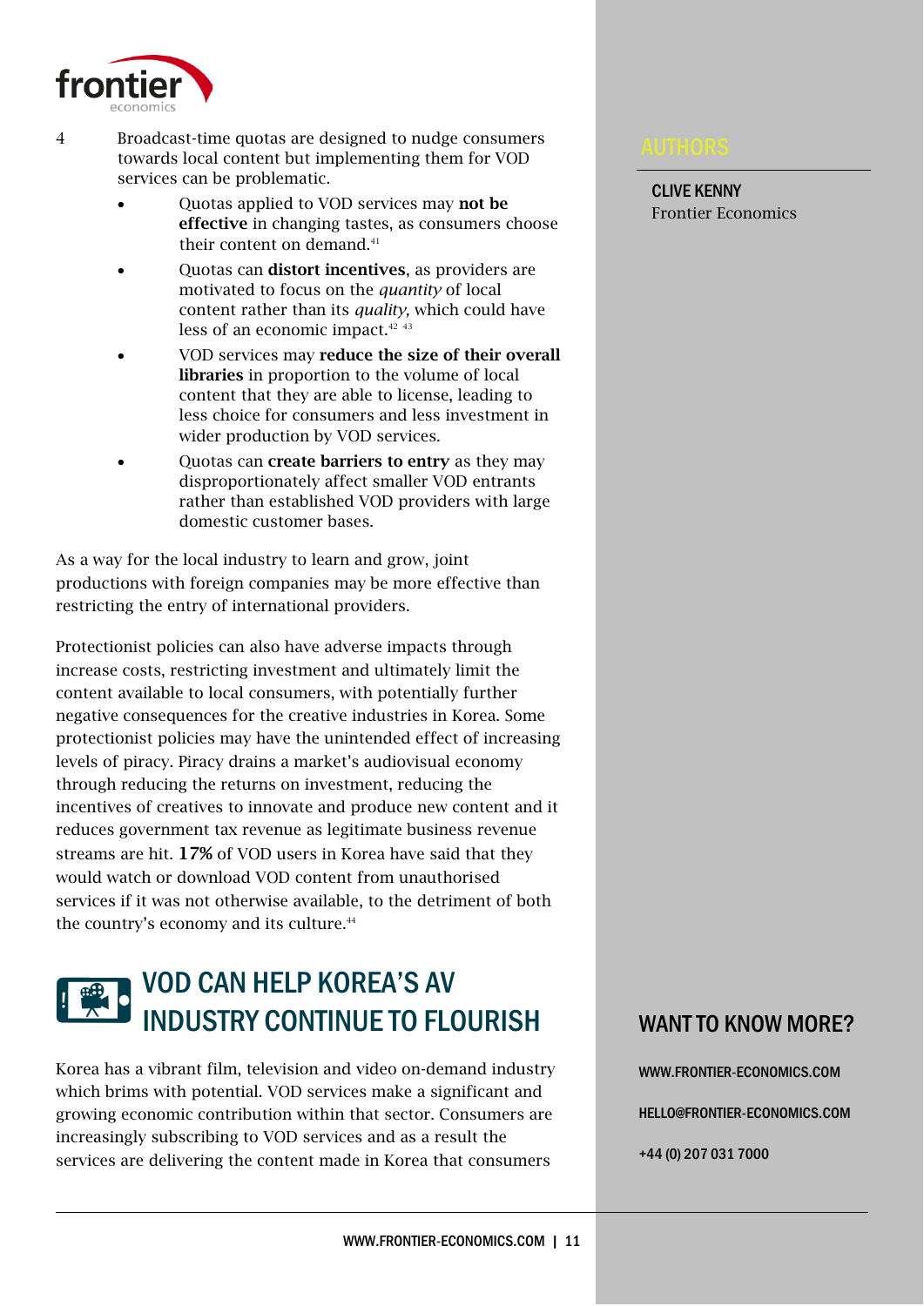4 Broadcast-time quotas are designed to nudge consumers towards local content but implementing them for VOD services can be problematic.

- Quotas applied to VOD services may **not be effective** in changing tastes, as consumers choose their content on demand.[41]
- Quotas can **distort incentives**, as providers are motivated to focus on the *quantity* of local content rather than its *quality,* which could have less of an economic impact.[42] [43]
- VOD services may **reduce the size of their overall libraries** in proportion to the volume of local content that they are able to license, leading to less choice for consumers and less investment in wider production by VOD services.
- Quotas can **create barriers to entry** as they may disproportionately affect smaller VOD entrants rather than established VOD providers with large domestic customer bases.

As a way for the local industry to learn and grow, joint productions with foreign companies may be more effective than restricting the entry of international providers.

Protectionist policies can also have adverse impacts through increase costs, restricting investment and ultimately limit the content available to local consumers, with potentially further negative consequences for the creative industries in Korea. Some protectionist policies may have the unintended effect of increasing levels of piracy. Piracy drains a market's audiovisual economy through reducing the returns on investment, reducing the incentives of creatives to innovate and produce new content and it reduces government tax revenue as legitimate business revenue streams are hit. **17%** of VOD users in Korea have said that they would watch or download VOD content from unauthorised services if it was not otherwise available, to the detriment of both the country's economy and its culture.[44]

## VOD CAN HELP KOREA'S AV INDUSTRY CONTINUE TO FLOURISH

Korea has a vibrant film, television and video on-demand industry which brims with potential. VOD services make a significant and growing economic contribution within that sector. Consumers are increasingly subscribing to VOD services and as a result the services are delivering the content made in Korea that consumers

## AUTHORS

**CLIVE KENNY**
Frontier Economics

## WANT TO KNOW MORE?

WWW.FRONTIER-ECONOMICS.COM

HELLO@FRONTIER-ECONOMICS.COM

+44 (0) 207 031 7000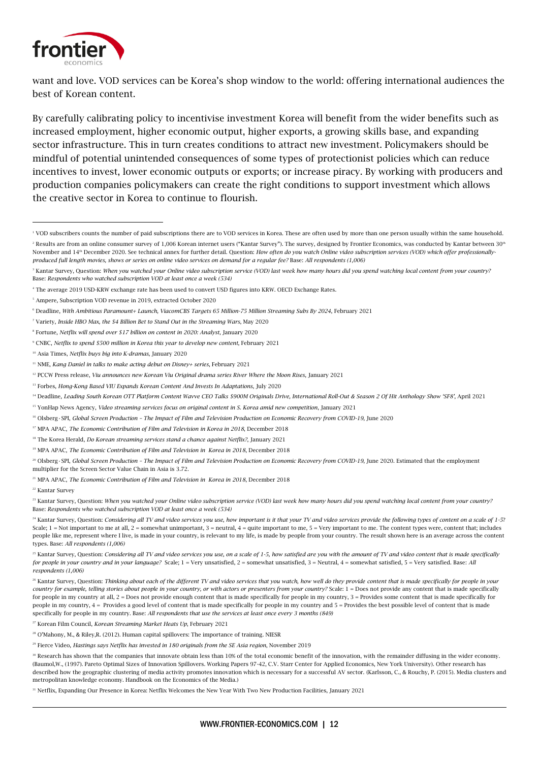want and love. VOD services can be Korea's shop window to the world: offering international audiences the best of Korean content.

By carefully calibrating policy to incentivise investment Korea will benefit from the wider benefits such as increased employment, higher economic output, higher exports, a growing skills base, and expanding sector infrastructure. This in turn creates conditions to attract new investment. Policymakers should be mindful of potential unintended consequences of some types of protectionist policies which can reduce incentives to invest, lower economic outputs or exports; or increase piracy. By working with producers and production companies policymakers can create the right conditions to support investment which allows the creative sector in Korea to continue to flourish.

---

[1] VOD subscribers counts the number of paid subscriptions there are to VOD services in Korea. These are often used by more than one person usually within the same household.

[2] Results are from an online consumer survey of 1,006 Korean internet users ("Kantar Survey"). The survey, designed by Frontier Economics, was conducted by Kantar between 30th November and 14th December 2020. See technical annex for further detail. Question: *How often do you watch Online video subscription services (VOD) which offer professionally-produced full length movies, shows or series on online video services on demand for a regular fee?* Base: *All respondents (1,006)*

[3] Kantar Survey, Question: *When you watched your Online video subscription service (VOD) last week how many hours did you spend watching local content from your country?* Base: *Respondents who watched subscription VOD at least once a week (534)*

[4] The average 2019 USD-KRW exchange rate has been used to convert USD figures into KRW. OECD Exchange Rates.

[5] Ampere, Subscription VOD revenue in 2019, extracted October 2020

[6] Deadline, *With Ambitious Paramount+ Launch, ViacomCBS Targets 65 Million-75 Million Streaming Subs By 2024*, February 2021

[7] Variety, *Inside HBO Max, the $4 Billion Bet to Stand Out in the Streaming Wars*, May 2020

[8] Fortune, *Netflix will spend over $17 billion on content in 2020: Analyst*, January 2020

[9] CNBC, *Netflix to spend $500 million in Korea this year to develop new content*, February 2021

[10] Asia Times, *Netflix buys big into K-dramas*, January 2020

[11] NME, *Kang Daniel in talks to make acting debut on Disney+ series*, February 2021

[12] PCCW Press release, *Viu announces new Korean Viu Original drama series River Where the Moon Rises*, January 2021

[13] Forbes, *Hong-Kong Based VIU Expands Korean Content And Invests In Adaptations*, July 2020

[14] Deadline, *Leading South Korean OTT Platform Content Wavve CEO Talks $900M Originals Drive, International Roll-Out & Season 2 Of Hit Anthology Show 'SF8'*, April 2021

[15] YonHap News Agency, *Video streaming services focus on original content in S. Korea amid new competition*, January 2021

[16] Olsberg • SPI, *Global Screen Production – The Impact of Film and Television Production on Economic Recovery from COVID-19*, June 2020

[17] MPA APAC, *The Economic Contribution of Film and Television in Korea in 2018*, December 2018

[18] The Korea Herald, *Do Korean streaming services stand a chance against Netflix?*, January 2021

[19] MPA APAC, *The Economic Contribution of Film and Television in Korea in 2018*, December 2018

[20] Olsberg • SPI, *Global Screen Production – The Impact of Film and Television Production on Economic Recovery from COVID-19*, June 2020. Estimated that the employment multiplier for the Screen Sector Value Chain in Asia is 3.72.

[21] MPA APAC, *The Economic Contribution of Film and Television in Korea in 2018*, December 2018

[22] Kantar Survey

[23] Kantar Survey, Question: *When you watched your Online video subscription service (VOD) last week how many hours did you spend watching local content from your country?* Base: *Respondents who watched subscription VOD at least once a week (534)*

[24] Kantar Survey, Question: *Considering all TV and video services you use, how important is it that your TV and video services provide the following types of content on a scale of 1-5?* Scale; 1 = Not important to me at all, 2 = somewhat unimportant, 3 = neutral, 4 = quite important to me, 5 = Very important to me. The content types were, content that; includes people like me, represent where I live, is made in your country, is relevant to my life, is made by people from your country. The result shown here is an average across the content types. Base: *All respondents (1,006)*

[25] Kantar Survey, Question: *Considering all TV and video services you use, on a scale of 1-5, how satisfied are you with the amount of TV and video content that is made specifically for people in your country and in your language?* Scale; 1 = Very unsatisfied, 2 = somewhat unsatisfied, 3 = Neutral, 4 = somewhat satisfied, 5 = Very satisfied. Base: *All respondents (1,006)*

[26] Kantar Survey, Question: *Thinking about each of the different TV and video services that you watch, how well do they provide content that is made specifically for people in your country for example, telling stories about people in your country, or with actors or presenters from your country?* Scale: 1 = Does not provide any content that is made specifically for people in my country at all, 2 = Does not provide enough content that is made specifically for people in my country, 3 = Provides some content that is made specifically for people in my country, 4 = Provides a good level of content that is made specifically for people in my country and 5 = Provides the best possible level of content that is made specifically for people in my country. Base: *All respondents that use the services at least once every 3 months (849)*

[27] Korean Film Council, *Korean Streaming Market Heats Up*, February 2021

[28] O'Mahony, M., & Riley,R. (2012). Human capital spillovers: The importance of training. NIESR

[29] Fierce Video, *Hastings says Netflix has invested in 180 originals from the SE Asia region*, November 2019

[30] Research has shown that the companies that innovate obtain less than 10% of the total economic benefit of the innovation, with the remainder diffusing in the wider economy. (Baumol,W., (1997). Pareto Optimal Sizes of Innovation Spillovers. Working Papers 97-42, C.V. Starr Center for Applied Economics, New York University). Other research has described how the geographic clustering of media activity promotes innovation which is necessary for a successful AV sector. (Karlsson, C., & Rouchy, P. (2015). Media clusters and metropolitan knowledge economy. Handbook on the Economics of the Media.)

[31] Netflix, Expanding Our Presence in Korea: Netflix Welcomes the New Year With Two New Production Facilities, January 2021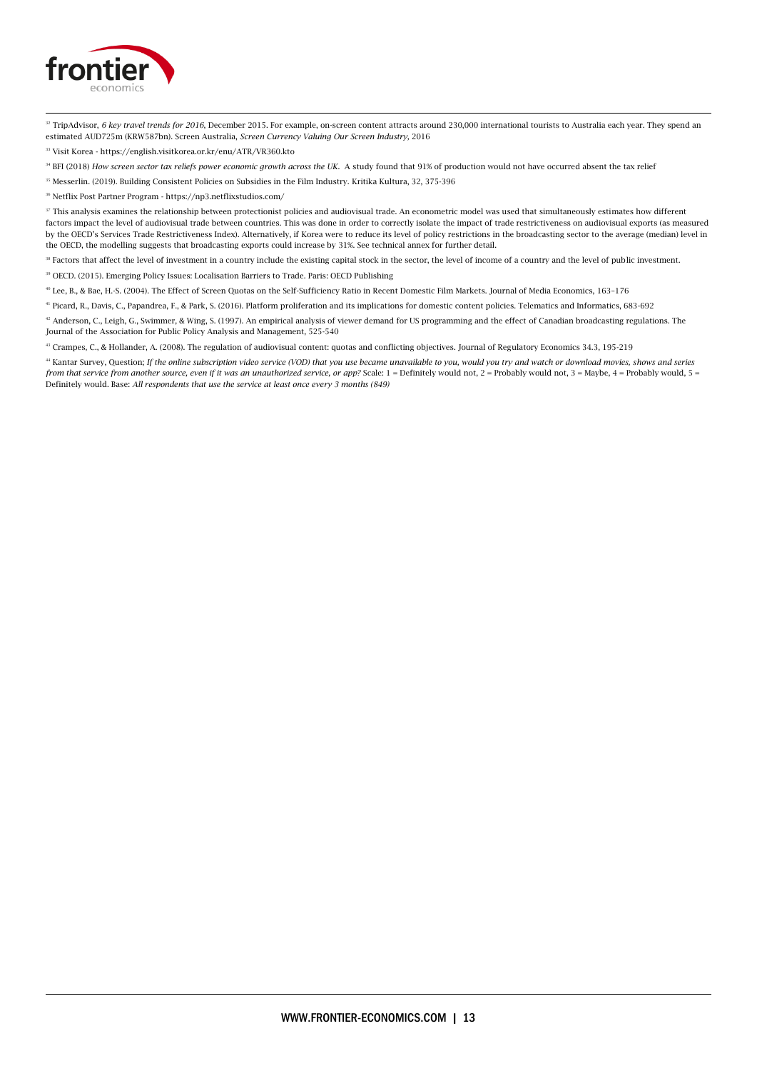[32] TripAdvisor, *6 key travel trends for 2016*, December 2015. For example, on-screen content attracts around 230,000 international tourists to Australia each year. They spend an estimated AUD725m (KRW587bn). Screen Australia, *Screen Currency Valuing Our Screen Industry*, 2016

[33] Visit Korea - https://english.visitkorea.or.kr/enu/ATR/VR360.kto

[34] BFI (2018) *How screen sector tax reliefs power economic growth across the UK*. A study found that 91% of production would not have occurred absent the tax relief

[35] Messerlin. (2019). Building Consistent Policies on Subsidies in the Film Industry. Kritika Kultura, 32, 375-396

[36] Netflix Post Partner Program - https://np3.netflixstudios.com/

[37] This analysis examines the relationship between protectionist policies and audiovisual trade. An econometric model was used that simultaneously estimates how different factors impact the level of audiovisual trade between countries. This was done in order to correctly isolate the impact of trade restrictiveness on audiovisual exports (as measured by the OECD's Services Trade Restrictiveness Index). Alternatively, if Korea were to reduce its level of policy restrictions in the broadcasting sector to the average (median) level in the OECD, the modelling suggests that broadcasting exports could increase by 31%. See technical annex for further detail.

[38] Factors that affect the level of investment in a country include the existing capital stock in the sector, the level of income of a country and the level of public investment.

[39] OECD. (2015). Emerging Policy Issues: Localisation Barriers to Trade. Paris: OECD Publishing

[40] Lee, B., & Bae, H.-S. (2004). The Effect of Screen Quotas on the Self-Sufficiency Ratio in Recent Domestic Film Markets. Journal of Media Economics, 163–176

[41] Picard, R., Davis, C., Papandrea, F., & Park, S. (2016). Platform proliferation and its implications for domestic content policies. Telematics and Informatics, 683-692

[42] Anderson, C., Leigh, G., Swimmer, & Wing, S. (1997). An empirical analysis of viewer demand for US programming and the effect of Canadian broadcasting regulations. The Journal of the Association for Public Policy Analysis and Management, 525-540

[43] Crampes, C., & Hollander, A. (2008). The regulation of audiovisual content: quotas and conflicting objectives. Journal of Regulatory Economics 34.3, 195-219

[44] Kantar Survey, Question; *If the online subscription video service (VOD) that you use became unavailable to you, would you try and watch or download movies, shows and series from that service from another source, even if it was an unauthorized service, or app?* Scale: 1 = Definitely would not, 2 = Probably would not, 3 = Maybe, 4 = Probably would, 5 = Definitely would. Base: *All respondents that use the service at least once every 3 months (849)*